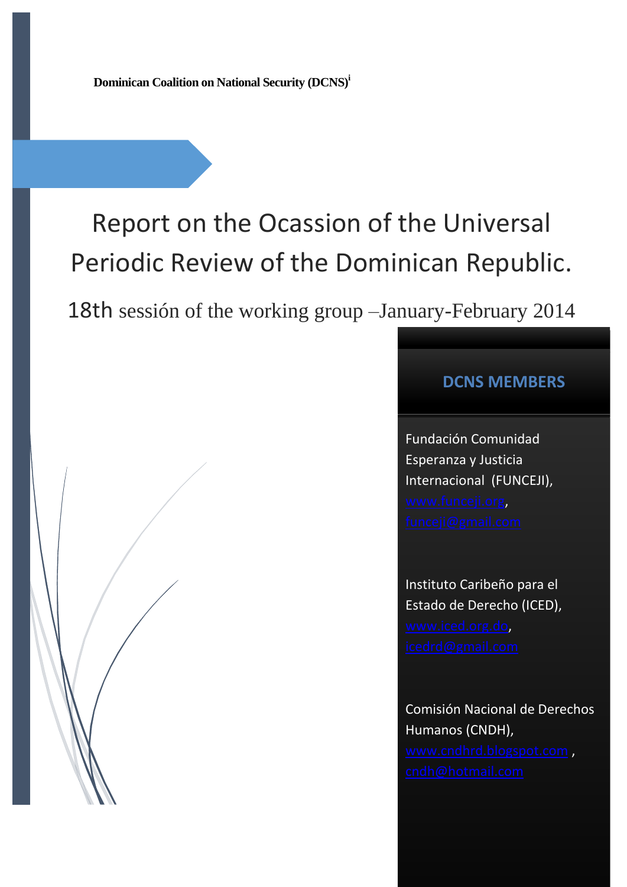**Dominican Coalition on National Security (DCNS)**[i]

# Report on the Ocassion of the Universal Periodic Review of the Dominican Republic.

18th sessión of the working group –January-February 2014

## DCNS MEMBERS

Fundación Comunidad Esperanza y Justicia Internacional (FUNCEJI), www.funceji.org, funceji@gmail.com

Instituto Caribeño para el Estado de Derecho (ICED), www.iced.org.do, icedrd@gmail.com

Comisión Nacional de Derechos Humanos (CNDH), www.cndhrd.blogspot.com , cndh@hotmail.com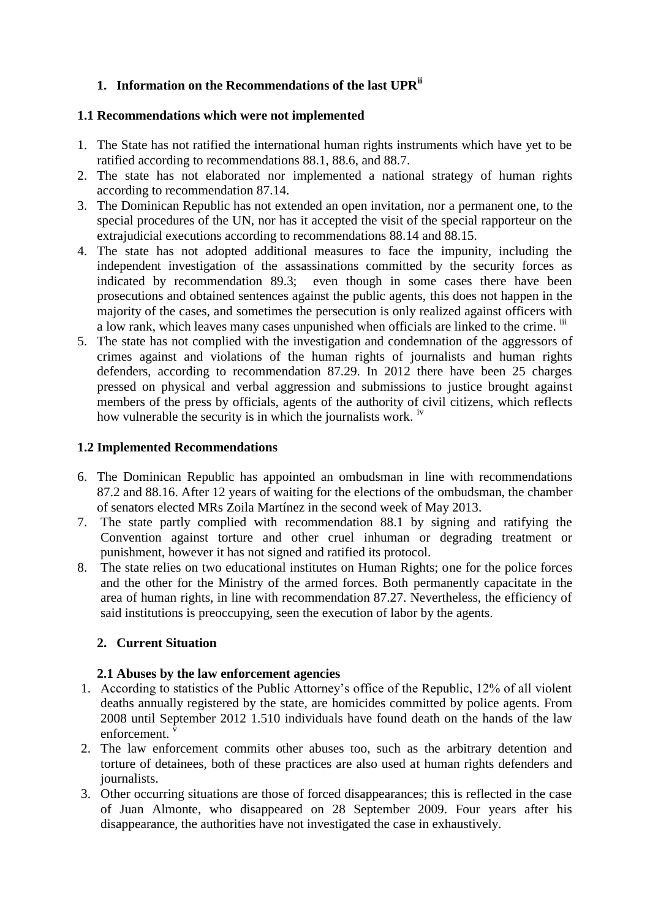## 1. Information on the Recommendations of the last UPR[ii]

### 1.1 Recommendations which were not implemented

1. The State has not ratified the international human rights instruments which have yet to be ratified according to recommendations 88.1, 88.6, and 88.7.
2. The state has not elaborated nor implemented a national strategy of human rights according to recommendation 87.14.
3. The Dominican Republic has not extended an open invitation, nor a permanent one, to the special procedures of the UN, nor has it accepted the visit of the special rapporteur on the extrajudicial executions according to recommendations 88.14 and 88.15.
4. The state has not adopted additional measures to face the impunity, including the independent investigation of the assassinations committed by the security forces as indicated by recommendation 89.3; even though in some cases there have been prosecutions and obtained sentences against the public agents, this does not happen in the majority of the cases, and sometimes the persecution is only realized against officers with a low rank, which leaves many cases unpunished when officials are linked to the crime. [iii]
5. The state has not complied with the investigation and condemnation of the aggressors of crimes against and violations of the human rights of journalists and human rights defenders, according to recommendation 87.29. In 2012 there have been 25 charges pressed on physical and verbal aggression and submissions to justice brought against members of the press by officials, agents of the authority of civil citizens, which reflects how vulnerable the security is in which the journalists work. [iv]

### 1.2 Implemented Recommendations

6. The Dominican Republic has appointed an ombudsman in line with recommendations 87.2 and 88.16. After 12 years of waiting for the elections of the ombudsman, the chamber of senators elected MRs Zoila Martínez in the second week of May 2013.
7. The state partly complied with recommendation 88.1 by signing and ratifying the Convention against torture and other cruel inhuman or degrading treatment or punishment, however it has not signed and ratified its protocol.
8. The state relies on two educational institutes on Human Rights; one for the police forces and the other for the Ministry of the armed forces. Both permanently capacitate in the area of human rights, in line with recommendation 87.27. Nevertheless, the efficiency of said institutions is preoccupying, seen the execution of labor by the agents.

## 2. Current Situation

### 2.1 Abuses by the law enforcement agencies

1. According to statistics of the Public Attorney's office of the Republic, 12% of all violent deaths annually registered by the state, are homicides committed by police agents. From 2008 until September 2012 1.510 individuals have found death on the hands of the law enforcement. [v]
2. The law enforcement commits other abuses too, such as the arbitrary detention and torture of detainees, both of these practices are also used at human rights defenders and journalists.
3. Other occurring situations are those of forced disappearances; this is reflected in the case of Juan Almonte, who disappeared on 28 September 2009. Four years after his disappearance, the authorities have not investigated the case in exhaustively.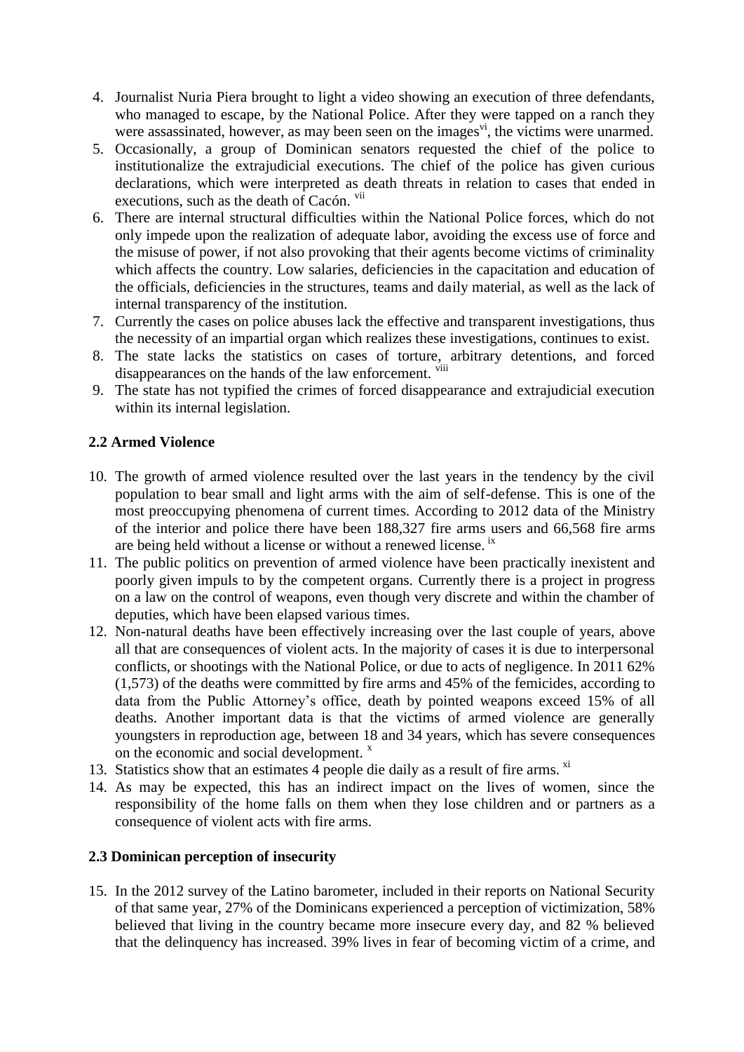4. Journalist Nuria Piera brought to light a video showing an execution of three defendants, who managed to escape, by the National Police. After they were tapped on a ranch they were assassinated, however, as may been seen on the images[vi], the victims were unarmed.
5. Occasionally, a group of Dominican senators requested the chief of the police to institutionalize the extrajudicial executions. The chief of the police has given curious declarations, which were interpreted as death threats in relation to cases that ended in executions, such as the death of Cacón. [vii]
6. There are internal structural difficulties within the National Police forces, which do not only impede upon the realization of adequate labor, avoiding the excess use of force and the misuse of power, if not also provoking that their agents become victims of criminality which affects the country. Low salaries, deficiencies in the capacitation and education of the officials, deficiencies in the structures, teams and daily material, as well as the lack of internal transparency of the institution.
7. Currently the cases on police abuses lack the effective and transparent investigations, thus the necessity of an impartial organ which realizes these investigations, continues to exist.
8. The state lacks the statistics on cases of torture, arbitrary detentions, and forced disappearances on the hands of the law enforcement. [viii]
9. The state has not typified the crimes of forced disappearance and extrajudicial execution within its internal legislation.

**2.2 Armed Violence**

10. The growth of armed violence resulted over the last years in the tendency by the civil population to bear small and light arms with the aim of self-defense. This is one of the most preoccupying phenomena of current times. According to 2012 data of the Ministry of the interior and police there have been 188,327 fire arms users and 66,568 fire arms are being held without a license or without a renewed license. [ix]
11. The public politics on prevention of armed violence have been practically inexistent and poorly given impuls to by the competent organs. Currently there is a project in progress on a law on the control of weapons, even though very discrete and within the chamber of deputies, which have been elapsed various times.
12. Non-natural deaths have been effectively increasing over the last couple of years, above all that are consequences of violent acts. In the majority of cases it is due to interpersonal conflicts, or shootings with the National Police, or due to acts of negligence. In 2011 62% (1,573) of the deaths were committed by fire arms and 45% of the femicides, according to data from the Public Attorney's office, death by pointed weapons exceed 15% of all deaths. Another important data is that the victims of armed violence are generally youngsters in reproduction age, between 18 and 34 years, which has severe consequences on the economic and social development. [x]
13. Statistics show that an estimates 4 people die daily as a result of fire arms. [xi]
14. As may be expected, this has an indirect impact on the lives of women, since the responsibility of the home falls on them when they lose children and or partners as a consequence of violent acts with fire arms.

**2.3 Dominican perception of insecurity**

15. In the 2012 survey of the Latino barometer, included in their reports on National Security of that same year, 27% of the Dominicans experienced a perception of victimization, 58% believed that living in the country became more insecure every day, and 82 % believed that the delinquency has increased. 39% lives in fear of becoming victim of a crime, and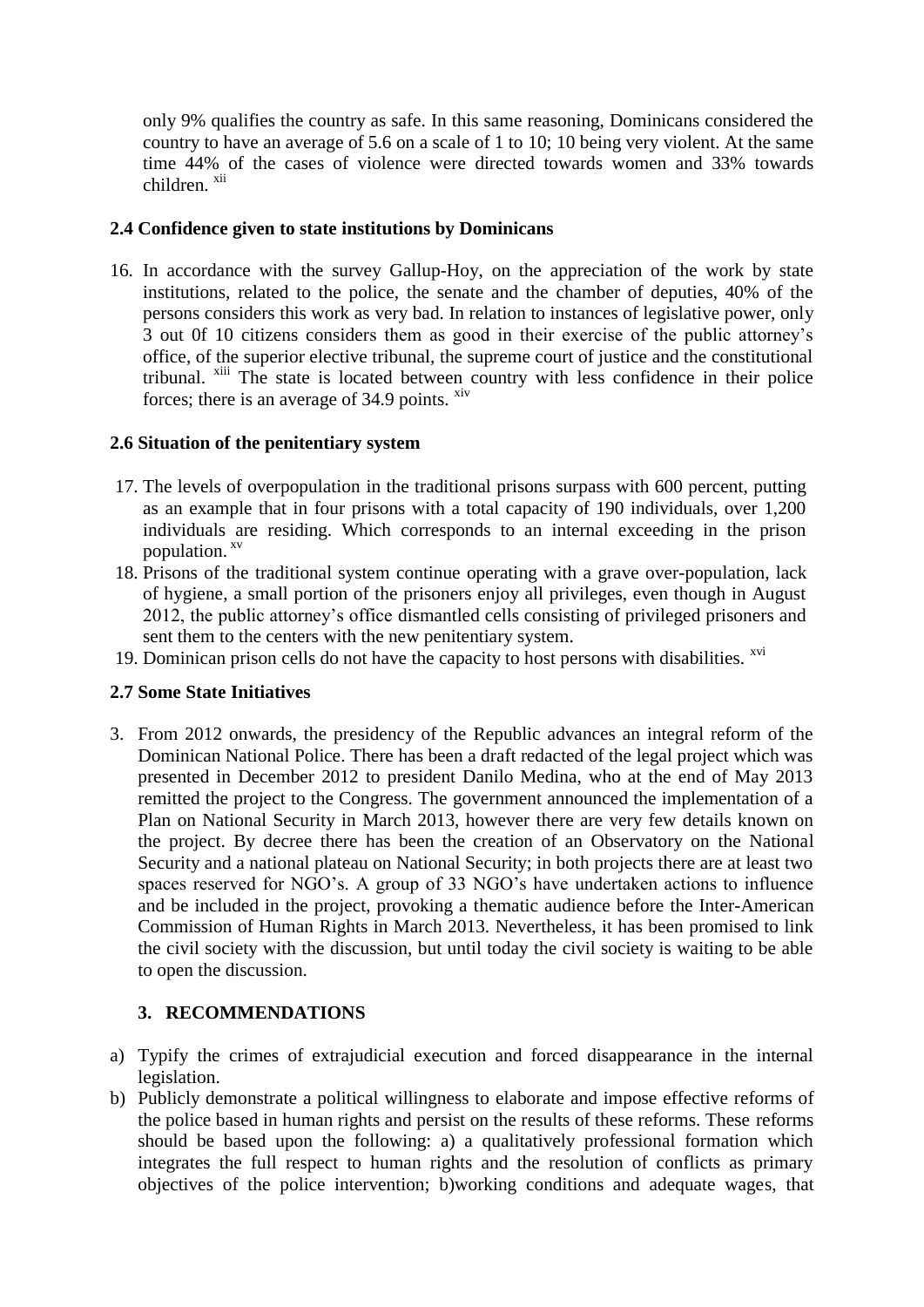only 9% qualifies the country as safe. In this same reasoning, Dominicans considered the country to have an average of 5.6 on a scale of 1 to 10; 10 being very violent. At the same time 44% of the cases of violence were directed towards women and 33% towards children. [xii]

### 2.4 Confidence given to state institutions by Dominicans

16. In accordance with the survey Gallup-Hoy, on the appreciation of the work by state institutions, related to the police, the senate and the chamber of deputies, 40% of the persons considers this work as very bad. In relation to instances of legislative power, only 3 out 0f 10 citizens considers them as good in their exercise of the public attorney's office, of the superior elective tribunal, the supreme court of justice and the constitutional tribunal. [xiii] The state is located between country with less confidence in their police forces; there is an average of 34.9 points. [xiv]

### 2.6 Situation of the penitentiary system

17. The levels of overpopulation in the traditional prisons surpass with 600 percent, putting as an example that in four prisons with a total capacity of 190 individuals, over 1,200 individuals are residing. Which corresponds to an internal exceeding in the prison population. [xv]
18. Prisons of the traditional system continue operating with a grave over-population, lack of hygiene, a small portion of the prisoners enjoy all privileges, even though in August 2012, the public attorney's office dismantled cells consisting of privileged prisoners and sent them to the centers with the new penitentiary system.
19. Dominican prison cells do not have the capacity to host persons with disabilities. [xvi]

### 2.7 Some State Initiatives

3. From 2012 onwards, the presidency of the Republic advances an integral reform of the Dominican National Police. There has been a draft redacted of the legal project which was presented in December 2012 to president Danilo Medina, who at the end of May 2013 remitted the project to the Congress. The government announced the implementation of a Plan on National Security in March 2013, however there are very few details known on the project. By decree there has been the creation of an Observatory on the National Security and a national plateau on National Security; in both projects there are at least two spaces reserved for NGO's. A group of 33 NGO's have undertaken actions to influence and be included in the project, provoking a thematic audience before the Inter-American Commission of Human Rights in March 2013. Nevertheless, it has been promised to link the civil society with the discussion, but until today the civil society is waiting to be able to open the discussion.

## 3. RECOMMENDATIONS

a) Typify the crimes of extrajudicial execution and forced disappearance in the internal legislation.
b) Publicly demonstrate a political willingness to elaborate and impose effective reforms of the police based in human rights and persist on the results of these reforms. These reforms should be based upon the following: a) a qualitatively professional formation which integrates the full respect to human rights and the resolution of conflicts as primary objectives of the police intervention; b)working conditions and adequate wages, that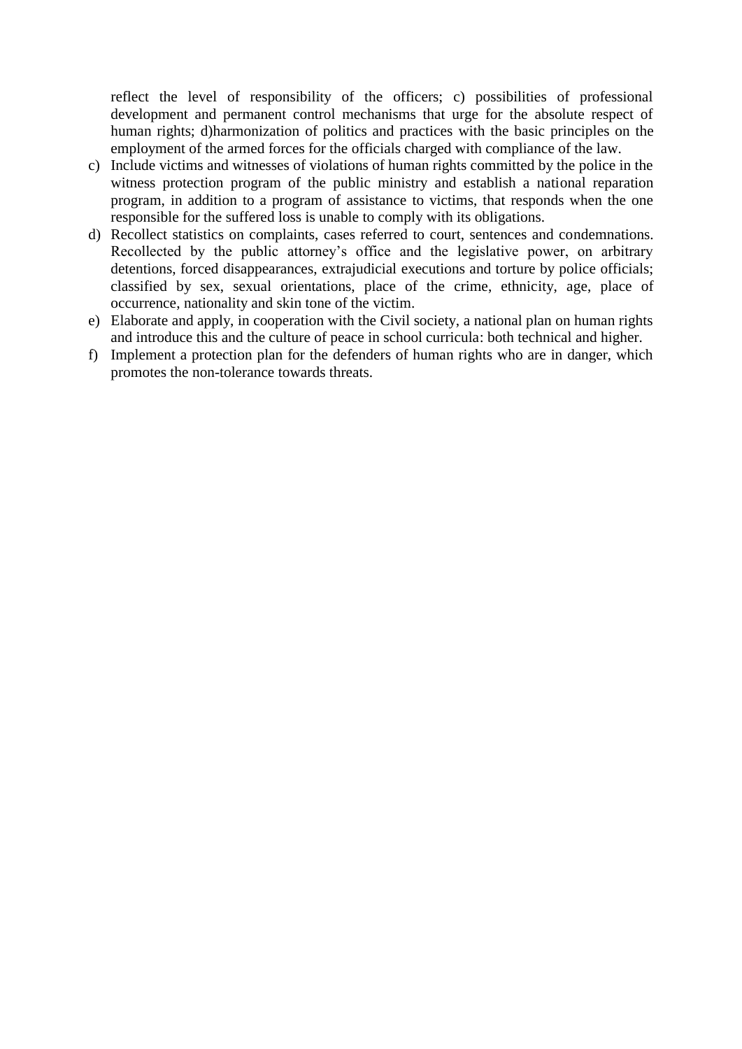reflect the level of responsibility of the officers; c) possibilities of professional development and permanent control mechanisms that urge for the absolute respect of human rights; d)harmonization of politics and practices with the basic principles on the employment of the armed forces for the officials charged with compliance of the law.

c) Include victims and witnesses of violations of human rights committed by the police in the witness protection program of the public ministry and establish a national reparation program, in addition to a program of assistance to victims, that responds when the one responsible for the suffered loss is unable to comply with its obligations.
d) Recollect statistics on complaints, cases referred to court, sentences and condemnations. Recollected by the public attorney's office and the legislative power, on arbitrary detentions, forced disappearances, extrajudicial executions and torture by police officials; classified by sex, sexual orientations, place of the crime, ethnicity, age, place of occurrence, nationality and skin tone of the victim.
e) Elaborate and apply, in cooperation with the Civil society, a national plan on human rights and introduce this and the culture of peace in school curricula: both technical and higher.
f) Implement a protection plan for the defenders of human rights who are in danger, which promotes the non-tolerance towards threats.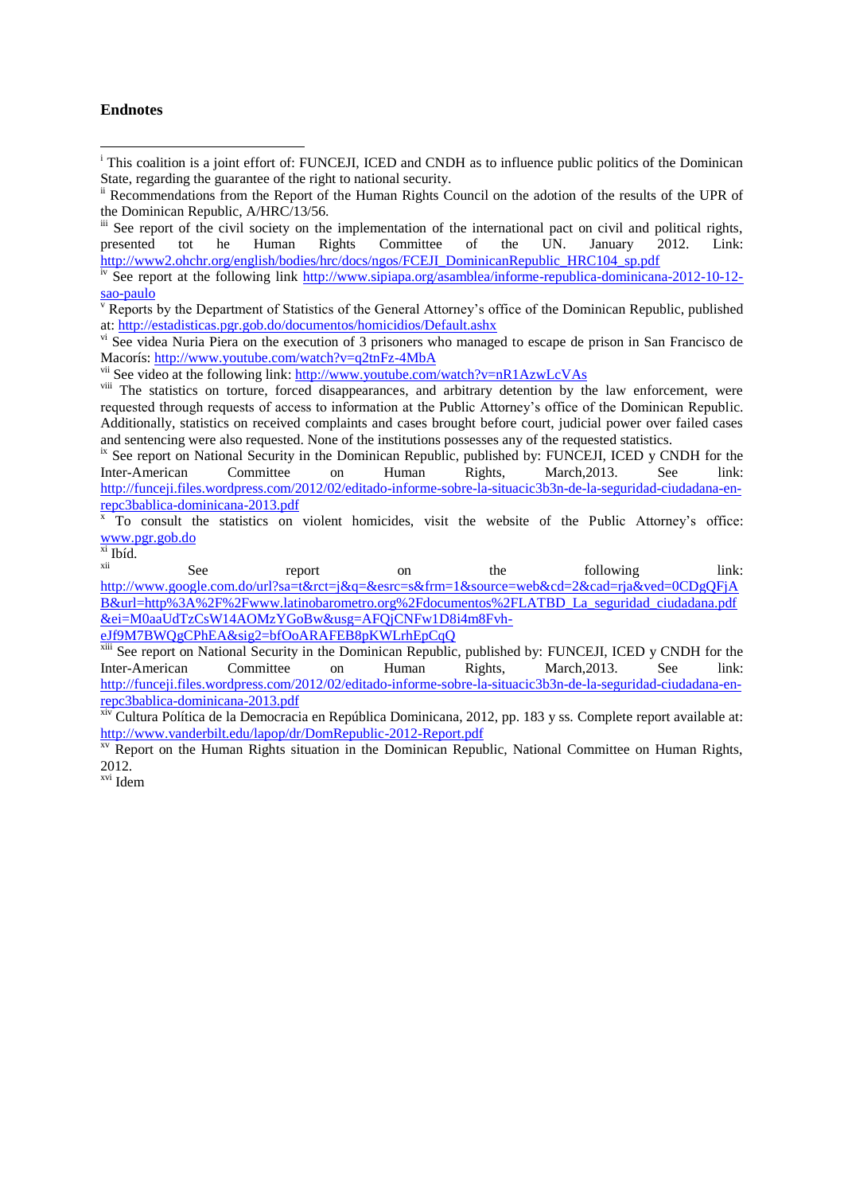**Endnotes**

[i] This coalition is a joint effort of: FUNCEJI, ICED and CNDH as to influence public politics of the Dominican State, regarding the guarantee of the right to national security.

[ii] Recommendations from the Report of the Human Rights Council on the adotion of the results of the UPR of the Dominican Republic, A/HRC/13/56.

[iii] See report of the civil society on the implementation of the international pact on civil and political rights, presented tot he Human Rights Committee of the UN. January 2012. Link: http://www2.ohchr.org/english/bodies/hrc/docs/ngos/FCEJI_DominicanRepublic_HRC104_sp.pdf

[iv] See report at the following link http://www.sipiapa.org/asamblea/informe-republica-dominicana-2012-10-12-sao-paulo

[v] Reports by the Department of Statistics of the General Attorney's office of the Dominican Republic, published at: http://estadisticas.pgr.gob.do/documentos/homicidios/Default.ashx

[vi] See videa Nuria Piera on the execution of 3 prisoners who managed to escape de prison in San Francisco de Macorís: http://www.youtube.com/watch?v=q2tnFz-4MbA

[vii] See video at the following link: http://www.youtube.com/watch?v=nR1AzwLcVAs

[viii] The statistics on torture, forced disappearances, and arbitrary detention by the law enforcement, were requested through requests of access to information at the Public Attorney's office of the Dominican Republic. Additionally, statistics on received complaints and cases brought before court, judicial power over failed cases and sentencing were also requested. None of the institutions possesses any of the requested statistics.

[ix] See report on National Security in the Dominican Republic, published by: FUNCEJI, ICED y CNDH for the Inter-American Committee on Human Rights, March,2013. See link: http://funceji.files.wordpress.com/2012/02/editado-informe-sobre-la-situacic3b3n-de-la-seguridad-ciudadana-en-repc3bablica-dominicana-2013.pdf

[x] To consult the statistics on violent homicides, visit the website of the Public Attorney's office: www.pgr.gob.do

[xi] Ibíd.

[xii] See report on the following link: http://www.google.com.do/url?sa=t&rct=j&q=&esrc=s&frm=1&source=web&cd=2&cad=rja&ved=0CDgQFjAB&url=http%3A%2F%2Fwww.latinobarometro.org%2Fdocumentos%2FLATBD_La_seguridad_ciudadana.pdf&ei=M0aaUdTzCsW14AOMzYGoBw&usg=AFQjCNFw1D8i4m8Fvh-eJf9M7BWQgCPhEA&sig2=bfOoARAFEB8pKWLrhEpCqQ

[xiii] See report on National Security in the Dominican Republic, published by: FUNCEJI, ICED y CNDH for the Inter-American Committee on Human Rights, March,2013. See link: http://funceji.files.wordpress.com/2012/02/editado-informe-sobre-la-situacic3b3n-de-la-seguridad-ciudadana-en-repc3bablica-dominicana-2013.pdf

[xiv] Cultura Política de la Democracia en República Dominicana, 2012, pp. 183 y ss. Complete report available at: http://www.vanderbilt.edu/lapop/dr/DomRepublic-2012-Report.pdf

[xv] Report on the Human Rights situation in the Dominican Republic, National Committee on Human Rights, 2012.

[xvi] Idem